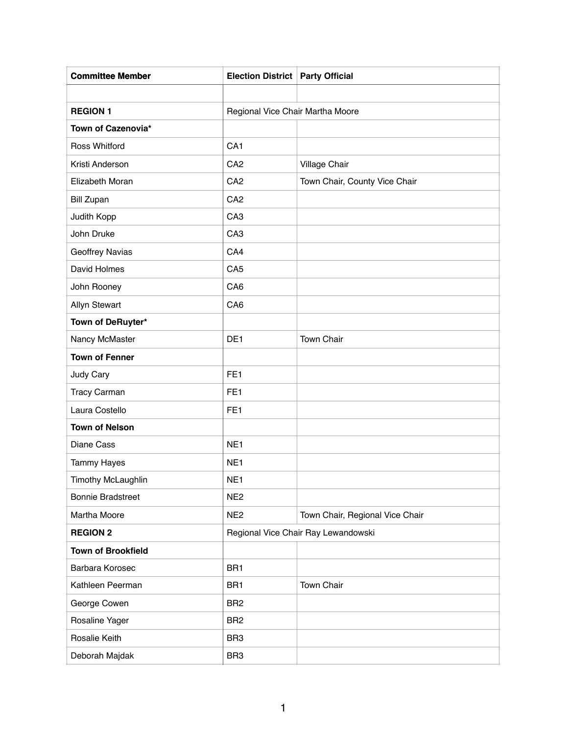| **Committee Member** | **Election District** | **Party Official** |
|---|---|---|
| | | |
| **REGION 1** | Regional Vice Chair Martha Moore | |
| **Town of Cazenovia*** | | |
| Ross Whitford | CA1 | |
| Kristi Anderson | CA2 | Village Chair |
| Elizabeth Moran | CA2 | Town Chair, County Vice Chair |
| Bill Zupan | CA2 | |
| Judith Kopp | CA3 | |
| John Druke | CA3 | |
| Geoffrey Navias | CA4 | |
| David Holmes | CA5 | |
| John Rooney | CA6 | |
| Allyn Stewart | CA6 | |
| **Town of DeRuyter*** | | |
| Nancy McMaster | DE1 | Town Chair |
| **Town of Fenner** | | |
| Judy Cary | FE1 | |
| Tracy Carman | FE1 | |
| Laura Costello | FE1 | |
| **Town of Nelson** | | |
| Diane Cass | NE1 | |
| Tammy Hayes | NE1 | |
| Timothy McLaughlin | NE1 | |
| Bonnie Bradstreet | NE2 | |
| Martha Moore | NE2 | Town Chair, Regional Vice Chair |
| **REGION 2** | Regional Vice Chair Ray Lewandowski | |
| **Town of Brookfield** | | |
| Barbara Korosec | BR1 | |
| Kathleen Peerman | BR1 | Town Chair |
| George Cowen | BR2 | |
| Rosaline Yager | BR2 | |
| Rosalie Keith | BR3 | |
| Deborah Majdak | BR3 | |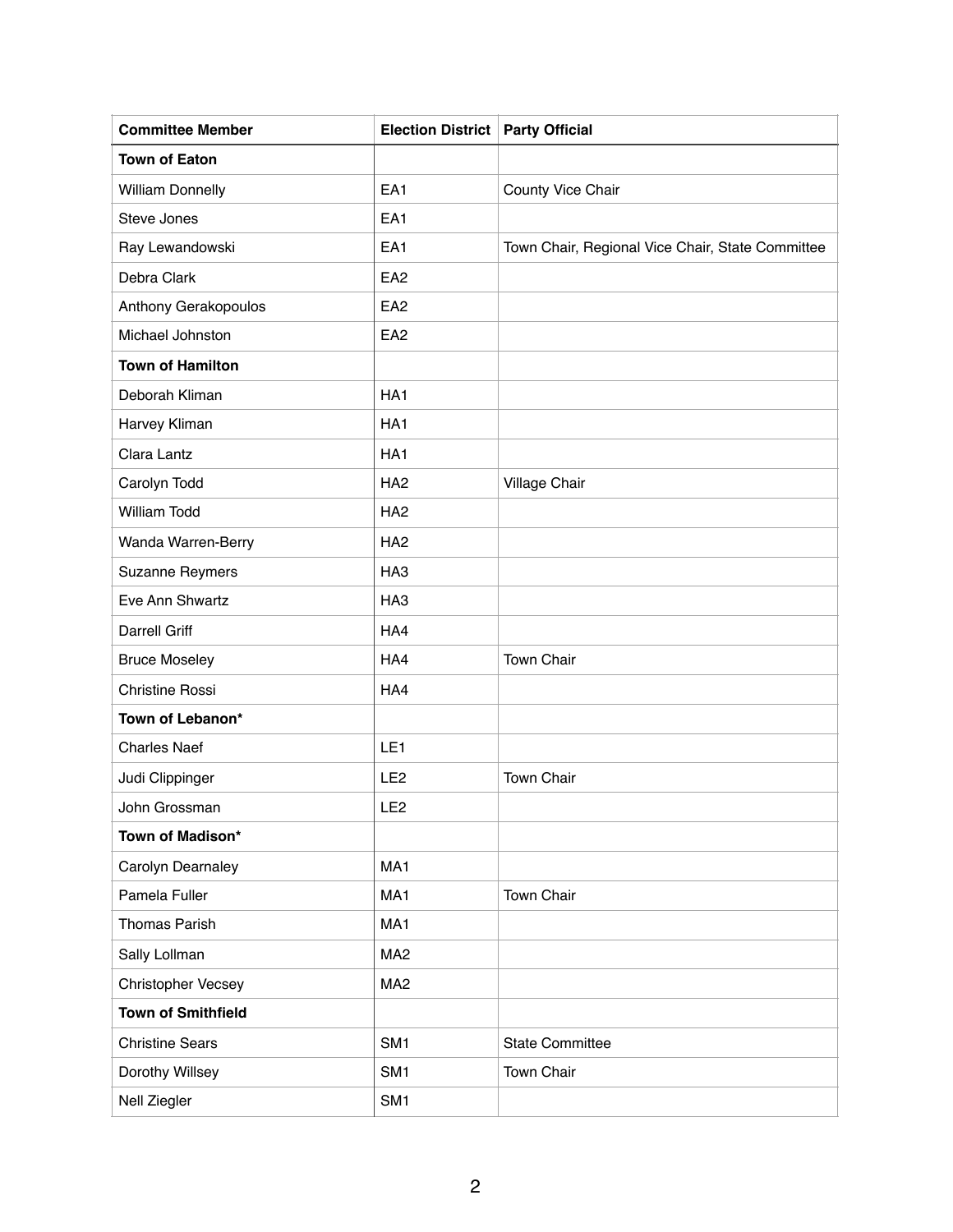| **Committee Member** | **Election District** | **Party Official** |
| --- | --- | --- |
| **Town of Eaton** | | |
| William Donnelly | EA1 | County Vice Chair |
| Steve Jones | EA1 | |
| Ray Lewandowski | EA1 | Town Chair, Regional Vice Chair, State Committee |
| Debra Clark | EA2 | |
| Anthony Gerakopoulos | EA2 | |
| Michael Johnston | EA2 | |
| **Town of Hamilton** | | |
| Deborah Kliman | HA1 | |
| Harvey Kliman | HA1 | |
| Clara Lantz | HA1 | |
| Carolyn Todd | HA2 | Village Chair |
| William Todd | HA2 | |
| Wanda Warren-Berry | HA2 | |
| Suzanne Reymers | HA3 | |
| Eve Ann Shwartz | HA3 | |
| Darrell Griff | HA4 | |
| Bruce Moseley | HA4 | Town Chair |
| Christine Rossi | HA4 | |
| **Town of Lebanon*** | | |
| Charles Naef | LE1 | |
| Judi Clippinger | LE2 | Town Chair |
| John Grossman | LE2 | |
| **Town of Madison*** | | |
| Carolyn Dearnaley | MA1 | |
| Pamela Fuller | MA1 | Town Chair |
| Thomas Parish | MA1 | |
| Sally Lollman | MA2 | |
| Christopher Vecsey | MA2 | |
| **Town of Smithfield** | | |
| Christine Sears | SM1 | State Committee |
| Dorothy Willsey | SM1 | Town Chair |
| Nell Ziegler | SM1 | |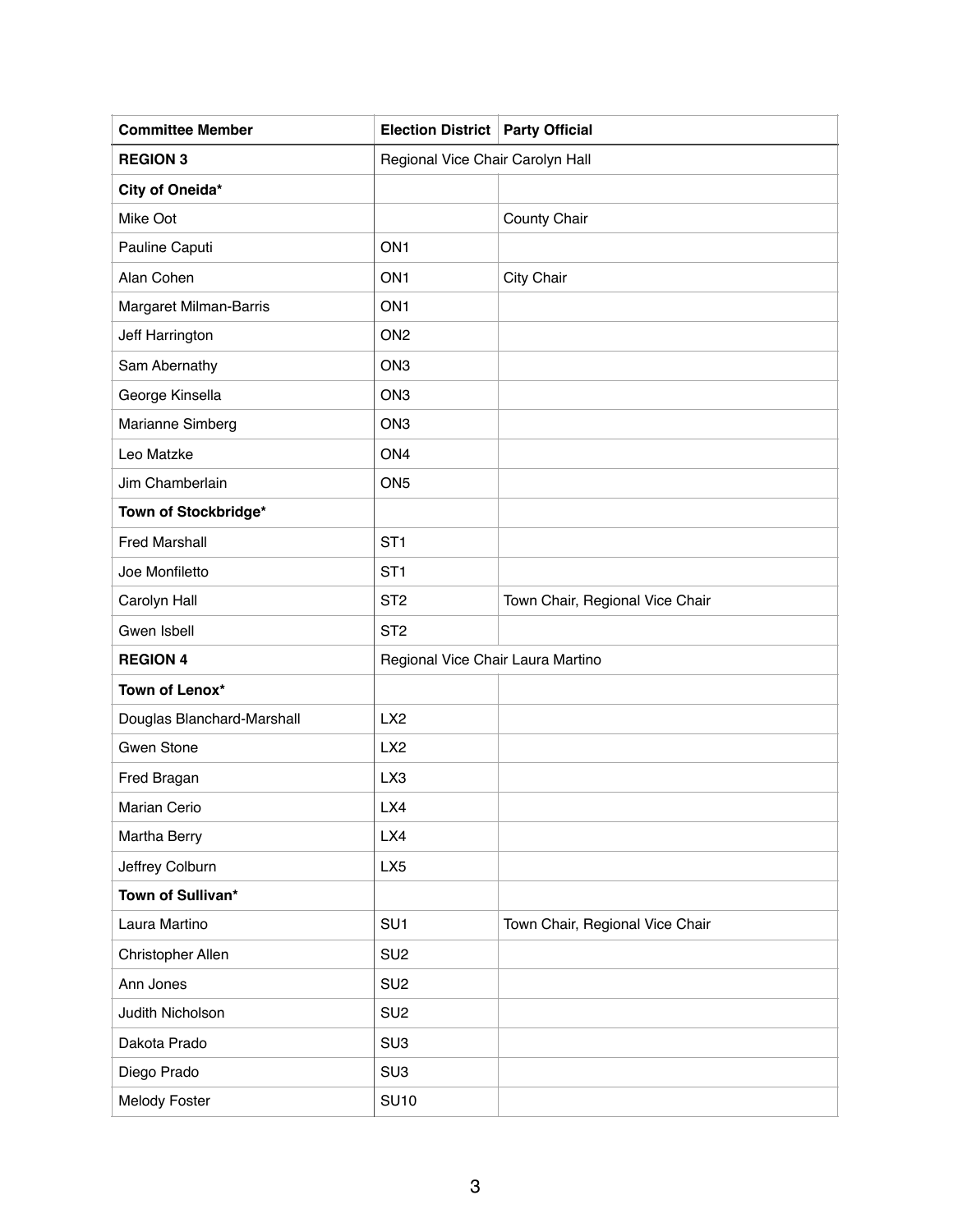| Committee Member | Election District | Party Official |
| --- | --- | --- |
| **REGION 3** | Regional Vice Chair Carolyn Hall | |
| **City of Oneida*** | | |
| Mike Oot | | County Chair |
| Pauline Caputi | ON1 | |
| Alan Cohen | ON1 | City Chair |
| Margaret Milman-Barris | ON1 | |
| Jeff Harrington | ON2 | |
| Sam Abernathy | ON3 | |
| George Kinsella | ON3 | |
| Marianne Simberg | ON3 | |
| Leo Matzke | ON4 | |
| Jim Chamberlain | ON5 | |
| **Town of Stockbridge*** | | |
| Fred Marshall | ST1 | |
| Joe Monfiletto | ST1 | |
| Carolyn Hall | ST2 | Town Chair, Regional Vice Chair |
| Gwen Isbell | ST2 | |
| **REGION 4** | Regional Vice Chair Laura Martino | |
| **Town of Lenox*** | | |
| Douglas Blanchard-Marshall | LX2 | |
| Gwen Stone | LX2 | |
| Fred Bragan | LX3 | |
| Marian Cerio | LX4 | |
| Martha Berry | LX4 | |
| Jeffrey Colburn | LX5 | |
| **Town of Sullivan*** | | |
| Laura Martino | SU1 | Town Chair, Regional Vice Chair |
| Christopher Allen | SU2 | |
| Ann Jones | SU2 | |
| Judith Nicholson | SU2 | |
| Dakota Prado | SU3 | |
| Diego Prado | SU3 | |
| Melody Foster | SU10 | |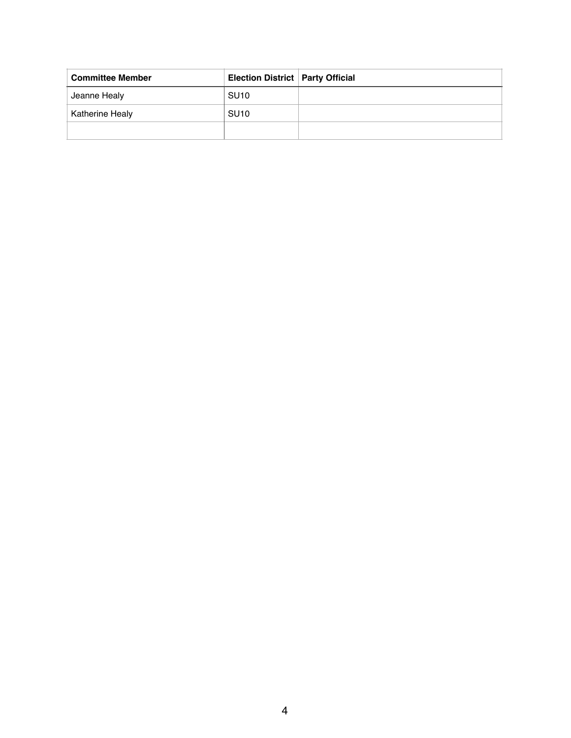| Committee Member | Election District | Party Official |
|---|---|---|
| Jeanne Healy | SU10 | |
| Katherine Healy | SU10 | |
| | | |